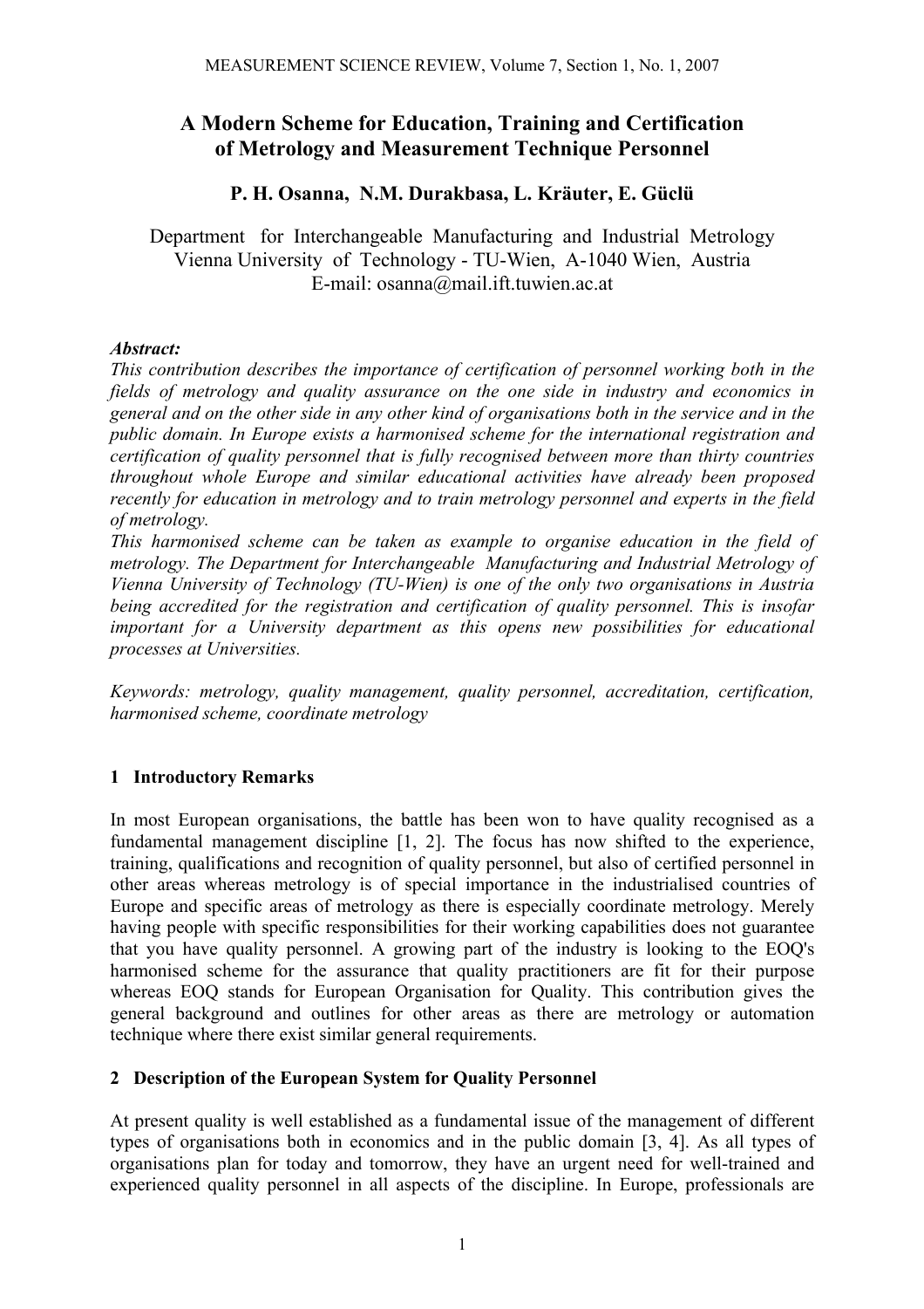# A Modern Scheme for Education, Training and Certification of Metrology and Measurement Technique Personnel

**P. H. Osanna, N.M. Durakbasa, L. Kräuter, E. Güclü**

Department for Interchangeable Manufacturing and Industrial Metrology
Vienna University of Technology - TU-Wien, A-1040 Wien, Austria
E-mail: osanna@mail.ift.tuwien.ac.at

***Abstract:***

*This contribution describes the importance of certification of personnel working both in the fields of metrology and quality assurance on the one side in industry and economics in general and on the other side in any other kind of organisations both in the service and in the public domain. In Europe exists a harmonised scheme for the international registration and certification of quality personnel that is fully recognised between more than thirty countries throughout whole Europe and similar educational activities have already been proposed recently for education in metrology and to train metrology personnel and experts in the field of metrology.*

*This harmonised scheme can be taken as example to organise education in the field of metrology. The Department for Interchangeable Manufacturing and Industrial Metrology of Vienna University of Technology (TU-Wien) is one of the only two organisations in Austria being accredited for the registration and certification of quality personnel. This is insofar important for a University department as this opens new possibilities for educational processes at Universities.*

*Keywords: metrology, quality management, quality personnel, accreditation, certification, harmonised scheme, coordinate metrology*

## 1 Introductory Remarks

In most European organisations, the battle has been won to have quality recognised as a fundamental management discipline [1, 2]. The focus has now shifted to the experience, training, qualifications and recognition of quality personnel, but also of certified personnel in other areas whereas metrology is of special importance in the industrialised countries of Europe and specific areas of metrology as there is especially coordinate metrology. Merely having people with specific responsibilities for their working capabilities does not guarantee that you have quality personnel. A growing part of the industry is looking to the EOQ's harmonised scheme for the assurance that quality practitioners are fit for their purpose whereas EOQ stands for European Organisation for Quality. This contribution gives the general background and outlines for other areas as there are metrology or automation technique where there exist similar general requirements.

## 2 Description of the European System for Quality Personnel

At present quality is well established as a fundamental issue of the management of different types of organisations both in economics and in the public domain [3, 4]. As all types of organisations plan for today and tomorrow, they have an urgent need for well-trained and experienced quality personnel in all aspects of the discipline. In Europe, professionals are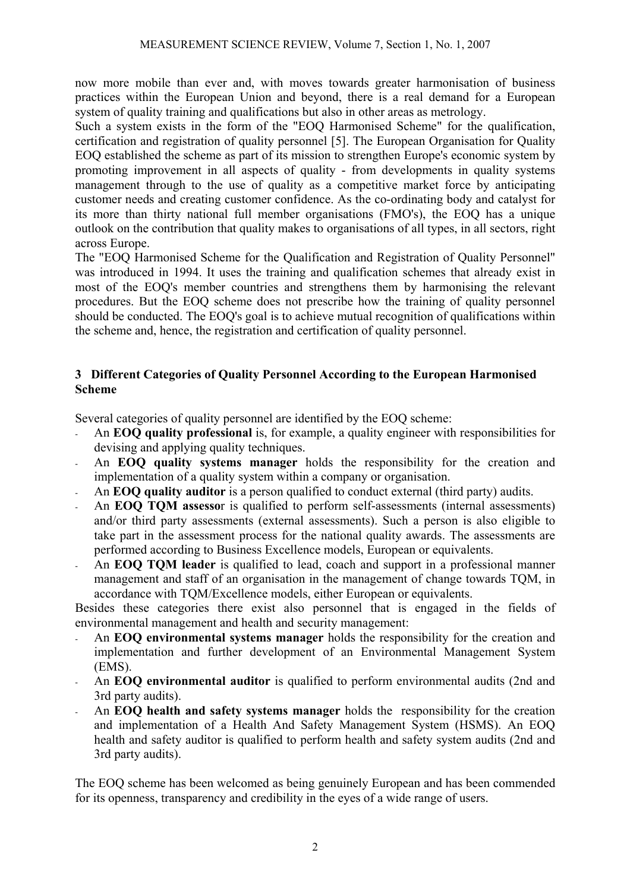now more mobile than ever and, with moves towards greater harmonisation of business practices within the European Union and beyond, there is a real demand for a European system of quality training and qualifications but also in other areas as metrology.

Such a system exists in the form of the "EOQ Harmonised Scheme" for the qualification, certification and registration of quality personnel [5]. The European Organisation for Quality EOQ established the scheme as part of its mission to strengthen Europe's economic system by promoting improvement in all aspects of quality - from developments in quality systems management through to the use of quality as a competitive market force by anticipating customer needs and creating customer confidence. As the co-ordinating body and catalyst for its more than thirty national full member organisations (FMO's), the EOQ has a unique outlook on the contribution that quality makes to organisations of all types, in all sectors, right across Europe.

The "EOQ Harmonised Scheme for the Qualification and Registration of Quality Personnel" was introduced in 1994. It uses the training and qualification schemes that already exist in most of the EOQ's member countries and strengthens them by harmonising the relevant procedures. But the EOQ scheme does not prescribe how the training of quality personnel should be conducted. The EOQ's goal is to achieve mutual recognition of qualifications within the scheme and, hence, the registration and certification of quality personnel.

## 3 Different Categories of Quality Personnel According to the European Harmonised Scheme

Several categories of quality personnel are identified by the EOQ scheme:

- An **EOQ quality professional** is, for example, a quality engineer with responsibilities for devising and applying quality techniques.
- An **EOQ quality systems manager** holds the responsibility for the creation and implementation of a quality system within a company or organisation.
- An **EOQ quality auditor** is a person qualified to conduct external (third party) audits.
- An **EOQ TQM assessor** is qualified to perform self-assessments (internal assessments) and/or third party assessments (external assessments). Such a person is also eligible to take part in the assessment process for the national quality awards. The assessments are performed according to Business Excellence models, European or equivalents.
- An **EOQ TQM leader** is qualified to lead, coach and support in a professional manner management and staff of an organisation in the management of change towards TQM, in accordance with TQM/Excellence models, either European or equivalents.

Besides these categories there exist also personnel that is engaged in the fields of environmental management and health and security management:

- An **EOQ environmental systems manager** holds the responsibility for the creation and implementation and further development of an Environmental Management System (EMS).
- An **EOQ environmental auditor** is qualified to perform environmental audits (2nd and 3rd party audits).
- An **EOQ health and safety systems manager** holds the responsibility for the creation and implementation of a Health And Safety Management System (HSMS). An EOQ health and safety auditor is qualified to perform health and safety system audits (2nd and 3rd party audits).

The EOQ scheme has been welcomed as being genuinely European and has been commended for its openness, transparency and credibility in the eyes of a wide range of users.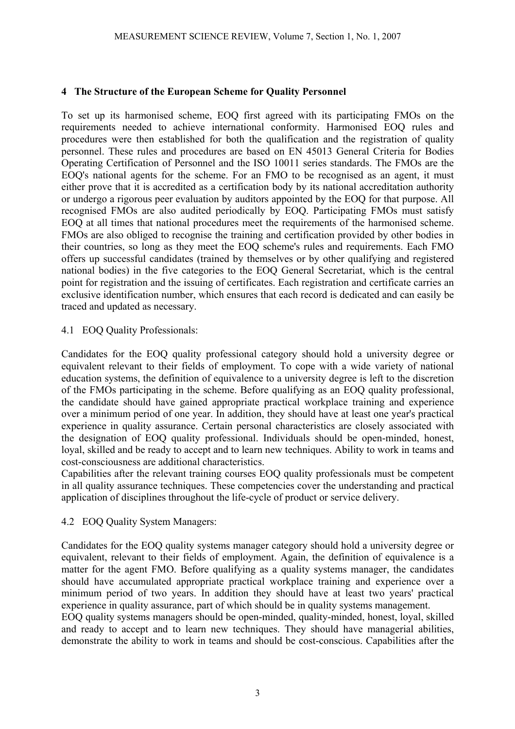## 4 The Structure of the European Scheme for Quality Personnel

To set up its harmonised scheme, EOQ first agreed with its participating FMOs on the requirements needed to achieve international conformity. Harmonised EOQ rules and procedures were then established for both the qualification and the registration of quality personnel. These rules and procedures are based on EN 45013 General Criteria for Bodies Operating Certification of Personnel and the ISO 10011 series standards. The FMOs are the EOQ's national agents for the scheme. For an FMO to be recognised as an agent, it must either prove that it is accredited as a certification body by its national accreditation authority or undergo a rigorous peer evaluation by auditors appointed by the EOQ for that purpose. All recognised FMOs are also audited periodically by EOQ. Participating FMOs must satisfy EOQ at all times that national procedures meet the requirements of the harmonised scheme. FMOs are also obliged to recognise the training and certification provided by other bodies in their countries, so long as they meet the EOQ scheme's rules and requirements. Each FMO offers up successful candidates (trained by themselves or by other qualifying and registered national bodies) in the five categories to the EOQ General Secretariat, which is the central point for registration and the issuing of certificates. Each registration and certificate carries an exclusive identification number, which ensures that each record is dedicated and can easily be traced and updated as necessary.

### 4.1 EOQ Quality Professionals:

Candidates for the EOQ quality professional category should hold a university degree or equivalent relevant to their fields of employment. To cope with a wide variety of national education systems, the definition of equivalence to a university degree is left to the discretion of the FMOs participating in the scheme. Before qualifying as an EOQ quality professional, the candidate should have gained appropriate practical workplace training and experience over a minimum period of one year. In addition, they should have at least one year's practical experience in quality assurance. Certain personal characteristics are closely associated with the designation of EOQ quality professional. Individuals should be open-minded, honest, loyal, skilled and be ready to accept and to learn new techniques. Ability to work in teams and cost-consciousness are additional characteristics.

Capabilities after the relevant training courses EOQ quality professionals must be competent in all quality assurance techniques. These competencies cover the understanding and practical application of disciplines throughout the life-cycle of product or service delivery.

### 4.2 EOQ Quality System Managers:

Candidates for the EOQ quality systems manager category should hold a university degree or equivalent, relevant to their fields of employment. Again, the definition of equivalence is a matter for the agent FMO. Before qualifying as a quality systems manager, the candidates should have accumulated appropriate practical workplace training and experience over a minimum period of two years. In addition they should have at least two years' practical experience in quality assurance, part of which should be in quality systems management.

EOQ quality systems managers should be open-minded, quality-minded, honest, loyal, skilled and ready to accept and to learn new techniques. They should have managerial abilities, demonstrate the ability to work in teams and should be cost-conscious. Capabilities after the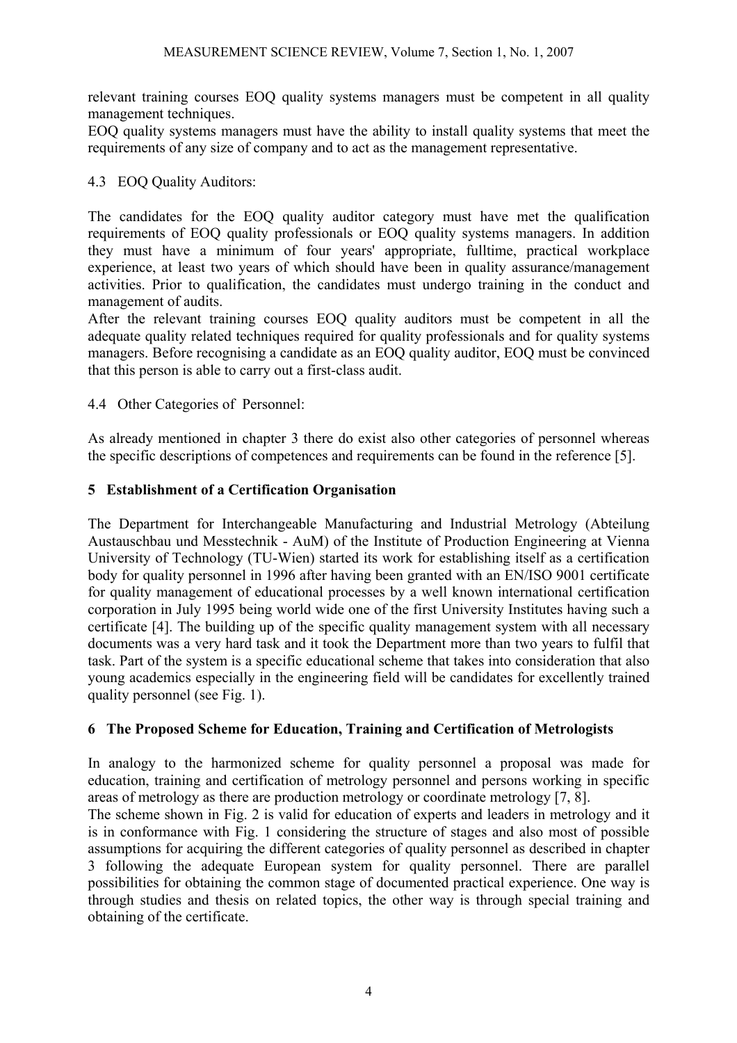relevant training courses EOQ quality systems managers must be competent in all quality management techniques.

EOQ quality systems managers must have the ability to install quality systems that meet the requirements of any size of company and to act as the management representative.

### 4.3 EOQ Quality Auditors:

The candidates for the EOQ quality auditor category must have met the qualification requirements of EOQ quality professionals or EOQ quality systems managers. In addition they must have a minimum of four years' appropriate, fulltime, practical workplace experience, at least two years of which should have been in quality assurance/management activities. Prior to qualification, the candidates must undergo training in the conduct and management of audits.

After the relevant training courses EOQ quality auditors must be competent in all the adequate quality related techniques required for quality professionals and for quality systems managers. Before recognising a candidate as an EOQ quality auditor, EOQ must be convinced that this person is able to carry out a first-class audit.

### 4.4 Other Categories of Personnel:

As already mentioned in chapter 3 there do exist also other categories of personnel whereas the specific descriptions of competences and requirements can be found in the reference [5].

## 5 Establishment of a Certification Organisation

The Department for Interchangeable Manufacturing and Industrial Metrology (Abteilung Austauschbau und Messtechnik - AuM) of the Institute of Production Engineering at Vienna University of Technology (TU-Wien) started its work for establishing itself as a certification body for quality personnel in 1996 after having been granted with an EN/ISO 9001 certificate for quality management of educational processes by a well known international certification corporation in July 1995 being world wide one of the first University Institutes having such a certificate [4]. The building up of the specific quality management system with all necessary documents was a very hard task and it took the Department more than two years to fulfil that task. Part of the system is a specific educational scheme that takes into consideration that also young academics especially in the engineering field will be candidates for excellently trained quality personnel (see Fig. 1).

## 6 The Proposed Scheme for Education, Training and Certification of Metrologists

In analogy to the harmonized scheme for quality personnel a proposal was made for education, training and certification of metrology personnel and persons working in specific areas of metrology as there are production metrology or coordinate metrology [7, 8].

The scheme shown in Fig. 2 is valid for education of experts and leaders in metrology and it is in conformance with Fig. 1 considering the structure of stages and also most of possible assumptions for acquiring the different categories of quality personnel as described in chapter 3 following the adequate European system for quality personnel. There are parallel possibilities for obtaining the common stage of documented practical experience. One way is through studies and thesis on related topics, the other way is through special training and obtaining of the certificate.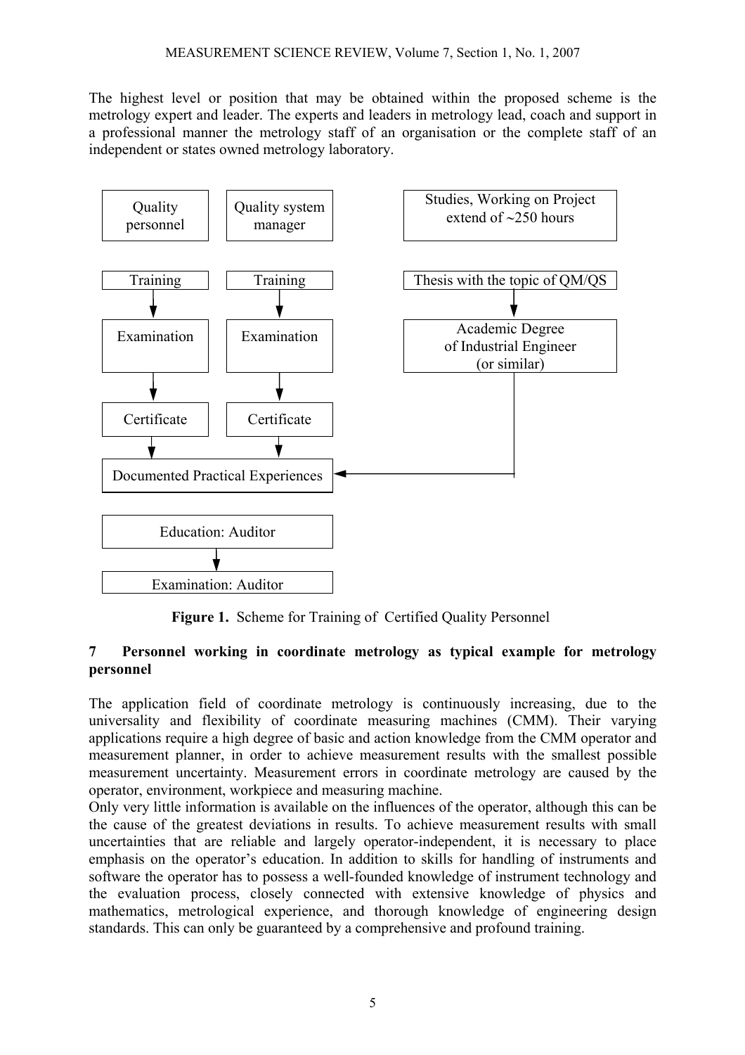The highest level or position that may be obtained within the proposed scheme is the metrology expert and leader. The experts and leaders in metrology lead, coach and support in a professional manner the metrology staff of an organisation or the complete staff of an independent or states owned metrology laboratory.

Quality personnel

Quality system manager

Studies, Working on Project extend of ~250 hours

Training → Examination → Certificate

Training → Examination → Certificate

Thesis with the topic of QM/QS → Academic Degree of Industrial Engineer (or similar)

Documented Practical Experiences

Education: Auditor → Examination: Auditor

**Figure 1.** Scheme for Training of Certified Quality Personnel

## 7 Personnel working in coordinate metrology as typical example for metrology personnel

The application field of coordinate metrology is continuously increasing, due to the universality and flexibility of coordinate measuring machines (CMM). Their varying applications require a high degree of basic and action knowledge from the CMM operator and measurement planner, in order to achieve measurement results with the smallest possible measurement uncertainty. Measurement errors in coordinate metrology are caused by the operator, environment, workpiece and measuring machine.

Only very little information is available on the influences of the operator, although this can be the cause of the greatest deviations in results. To achieve measurement results with small uncertainties that are reliable and largely operator-independent, it is necessary to place emphasis on the operator's education. In addition to skills for handling of instruments and software the operator has to possess a well-founded knowledge of instrument technology and the evaluation process, closely connected with extensive knowledge of physics and mathematics, metrological experience, and thorough knowledge of engineering design standards. This can only be guaranteed by a comprehensive and profound training.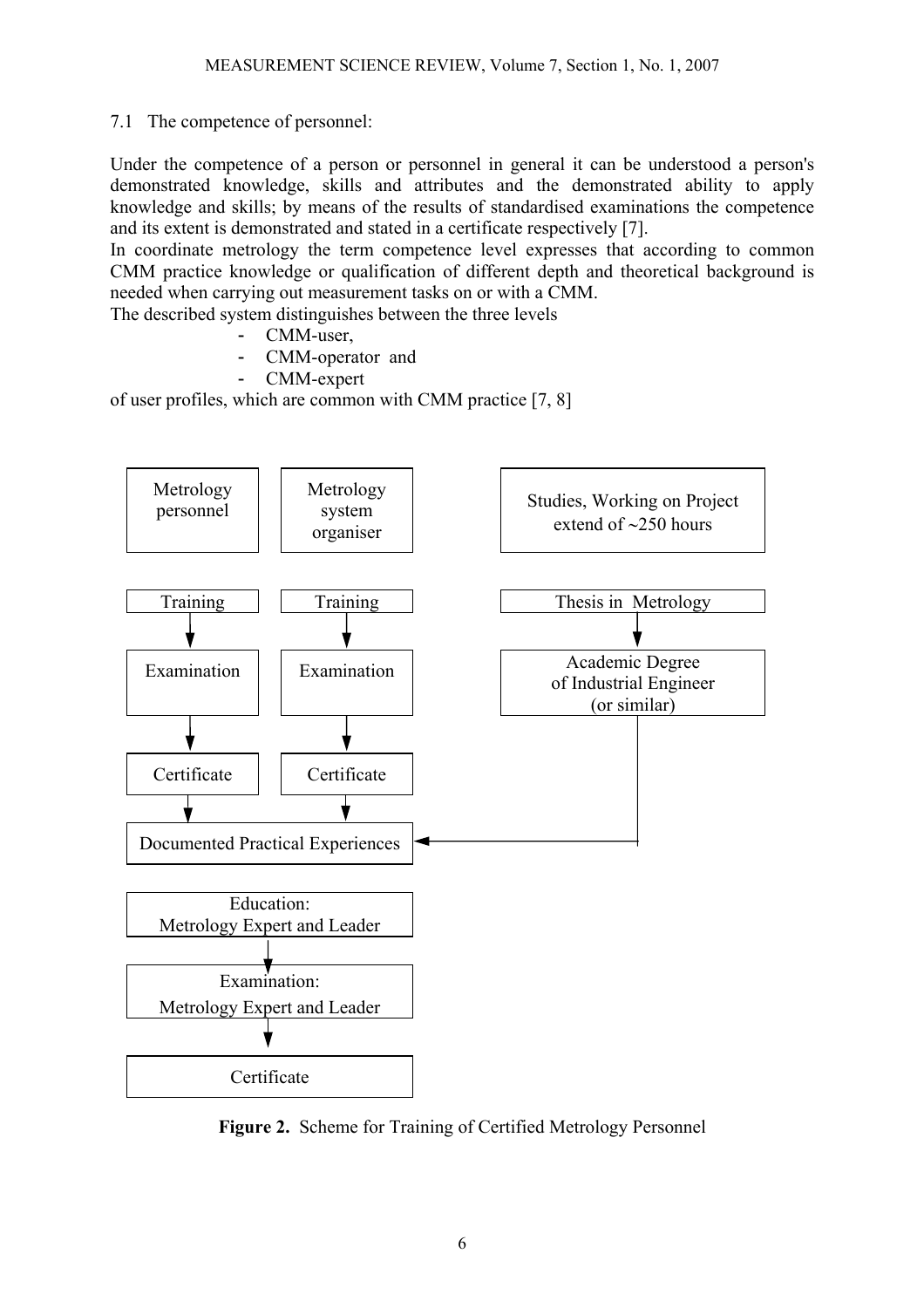### 7.1 The competence of personnel:

Under the competence of a person or personnel in general it can be understood a person's demonstrated knowledge, skills and attributes and the demonstrated ability to apply knowledge and skills; by means of the results of standardised examinations the competence and its extent is demonstrated and stated in a certificate respectively [7].
In coordinate metrology the term competence level expresses that according to common CMM practice knowledge or qualification of different depth and theoretical background is needed when carrying out measurement tasks on or with a CMM.
The described system distinguishes between the three levels

- CMM-user,
- CMM-operator and
- CMM-expert

of user profiles, which are common with CMM practice [7, 8]

Metrology personnel → Training → Examination → Certificate → Documented Practical Experiences

Metrology system organiser → Training → Examination → Certificate → Documented Practical Experiences

Studies, Working on Project extend of ~250 hours → Thesis in Metrology → Academic Degree of Industrial Engineer (or similar) → Documented Practical Experiences

Education: Metrology Expert and Leader → Examination: Metrology Expert and Leader → Certificate

**Figure 2.** Scheme for Training of Certified Metrology Personnel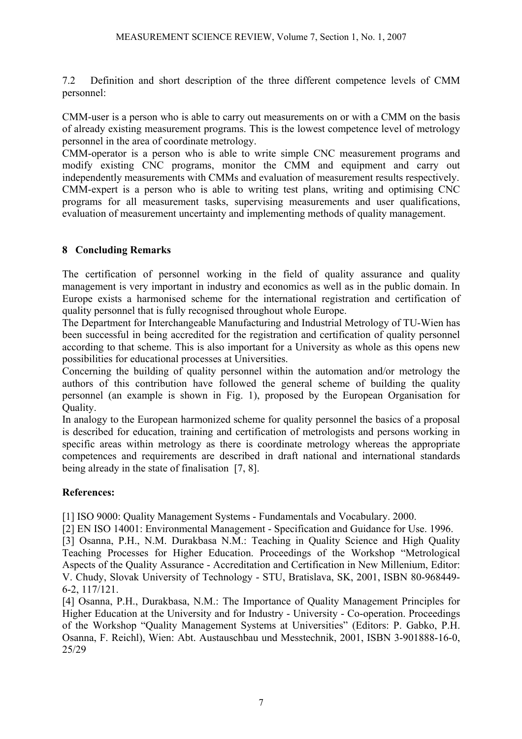7.2 Definition and short description of the three different competence levels of CMM personnel:

CMM-user is a person who is able to carry out measurements on or with a CMM on the basis of already existing measurement programs. This is the lowest competence level of metrology personnel in the area of coordinate metrology.

CMM-operator is a person who is able to write simple CNC measurement programs and modify existing CNC programs, monitor the CMM and equipment and carry out independently measurements with CMMs and evaluation of measurement results respectively.

CMM-expert is a person who is able to writing test plans, writing and optimising CNC programs for all measurement tasks, supervising measurements and user qualifications, evaluation of measurement uncertainty and implementing methods of quality management.

## 8 Concluding Remarks

The certification of personnel working in the field of quality assurance and quality management is very important in industry and economics as well as in the public domain. In Europe exists a harmonised scheme for the international registration and certification of quality personnel that is fully recognised throughout whole Europe.

The Department for Interchangeable Manufacturing and Industrial Metrology of TU-Wien has been successful in being accredited for the registration and certification of quality personnel according to that scheme. This is also important for a University as whole as this opens new possibilities for educational processes at Universities.

Concerning the building of quality personnel within the automation and/or metrology the authors of this contribution have followed the general scheme of building the quality personnel (an example is shown in Fig. 1), proposed by the European Organisation for Quality.

In analogy to the European harmonized scheme for quality personnel the basics of a proposal is described for education, training and certification of metrologists and persons working in specific areas within metrology as there is coordinate metrology whereas the appropriate competences and requirements are described in draft national and international standards being already in the state of finalisation [7, 8].

**References:**

[1] ISO 9000: Quality Management Systems - Fundamentals and Vocabulary. 2000.

[2] EN ISO 14001: Environmental Management - Specification and Guidance for Use. 1996.

[3] Osanna, P.H., N.M. Durakbasa N.M.: Teaching in Quality Science and High Quality Teaching Processes for Higher Education. Proceedings of the Workshop "Metrological Aspects of the Quality Assurance - Accreditation and Certification in New Millenium, Editor: V. Chudy, Slovak University of Technology - STU, Bratislava, SK, 2001, ISBN 80-968449-6-2, 117/121.

[4] Osanna, P.H., Durakbasa, N.M.: The Importance of Quality Management Principles for Higher Education at the University and for Industry - University - Co-operation. Proceedings of the Workshop "Quality Management Systems at Universities" (Editors: P. Gabko, P.H. Osanna, F. Reichl), Wien: Abt. Austauschbau und Messtechnik, 2001, ISBN 3-901888-16-0, 25/29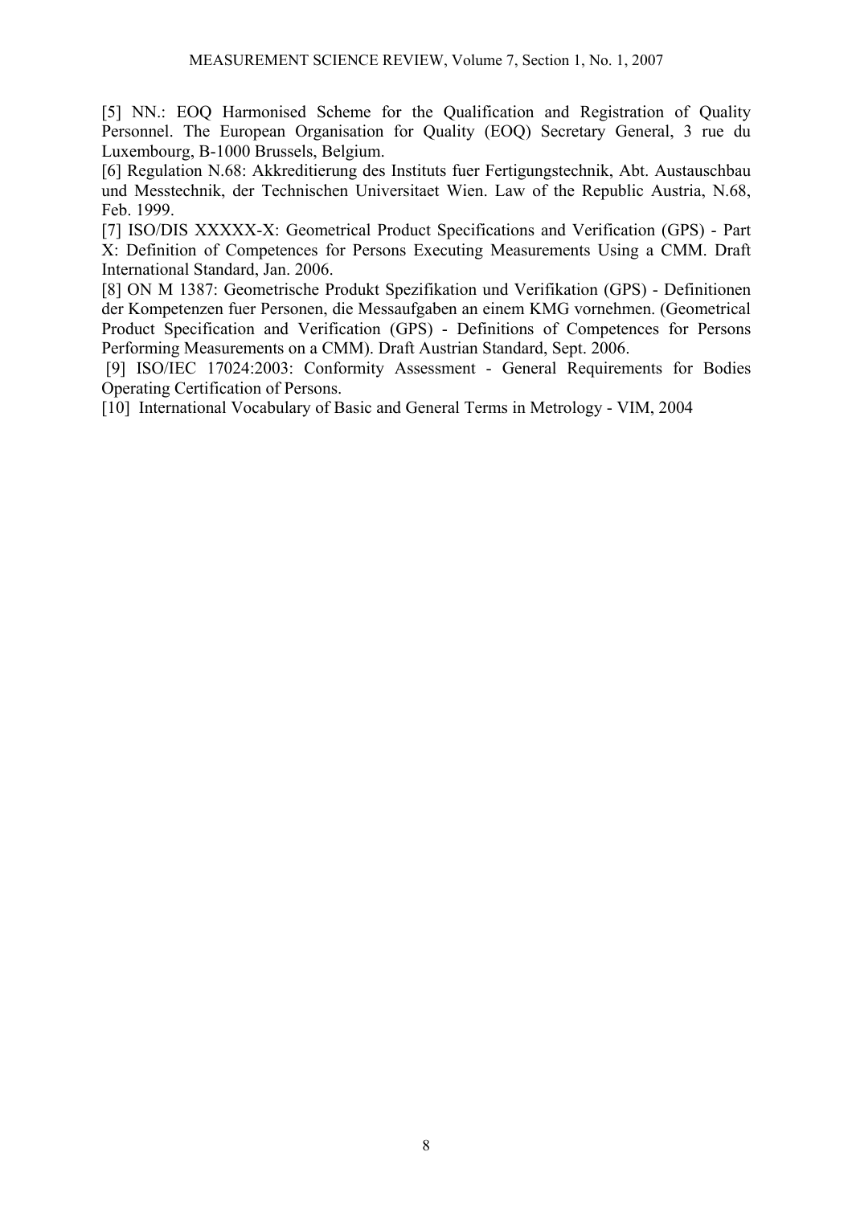[5] NN.: EOQ Harmonised Scheme for the Qualification and Registration of Quality Personnel. The European Organisation for Quality (EOQ) Secretary General, 3 rue du Luxembourg, B-1000 Brussels, Belgium.

[6] Regulation N.68: Akkreditierung des Instituts fuer Fertigungstechnik, Abt. Austauschbau und Messtechnik, der Technischen Universitaet Wien. Law of the Republic Austria, N.68, Feb. 1999.

[7] ISO/DIS XXXXX-X: Geometrical Product Specifications and Verification (GPS) - Part X: Definition of Competences for Persons Executing Measurements Using a CMM. Draft International Standard, Jan. 2006.

[8] ON M 1387: Geometrische Produkt Spezifikation und Verifikation (GPS) - Definitionen der Kompetenzen fuer Personen, die Messaufgaben an einem KMG vornehmen. (Geometrical Product Specification and Verification (GPS) - Definitions of Competences for Persons Performing Measurements on a CMM). Draft Austrian Standard, Sept. 2006.

[9] ISO/IEC 17024:2003: Conformity Assessment - General Requirements for Bodies Operating Certification of Persons.

[10] International Vocabulary of Basic and General Terms in Metrology - VIM, 2004